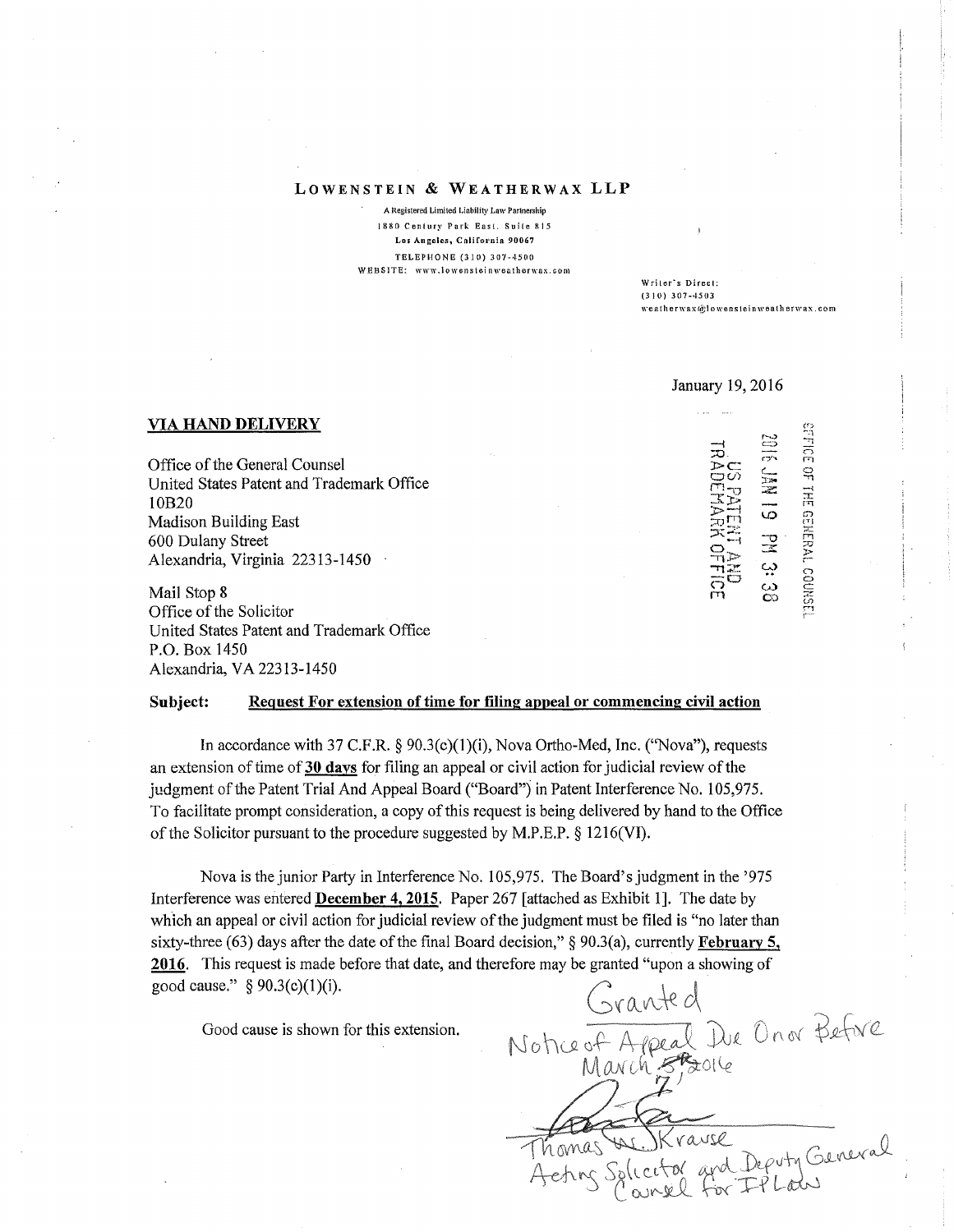**LOWENSTEIN & WEATHERWAX LLP**

A Registered Limited Liability Law Partnership
1880 Century Park East, Suite 815
Los Angeles, California 90067
TELEPHONE (310) 307-4500
WEBSITE: www.lowensteinweatherwax.com

Writer's Direct:
(310) 307-4503
weatherwax@lowensteinweatherwax.com

January 19, 2016

OFFICE OF THE GENERAL COUNSEL
2016 JAN 19 PM 3:38
US PATENT AND TRADEMARK OFFICE

**VIA HAND DELIVERY**

Office of the General Counsel
United States Patent and Trademark Office
10B20
Madison Building East
600 Dulany Street
Alexandria, Virginia 22313-1450

Mail Stop 8
Office of the Solicitor
United States Patent and Trademark Office
P.O. Box 1450
Alexandria, VA 22313-1450

**Subject:** **Request For extension of time for filing appeal or commencing civil action**

In accordance with 37 C.F.R. § 90.3(c)(1)(i), Nova Ortho-Med, Inc. ("Nova"), requests an extension of time of **30 days** for filing an appeal or civil action for judicial review of the judgment of the Patent Trial And Appeal Board ("Board") in Patent Interference No. 105,975. To facilitate prompt consideration, a copy of this request is being delivered by hand to the Office of the Solicitor pursuant to the procedure suggested by M.P.E.P. § 1216(VI).

Nova is the junior Party in Interference No. 105,975. The Board's judgment in the '975 Interference was entered **December 4, 2015**. Paper 267 [attached as Exhibit 1]. The date by which an appeal or civil action for judicial review of the judgment must be filed is "no later than sixty-three (63) days after the date of the final Board decision," § 90.3(a), currently **February 5, 2016**. This request is made before that date, and therefore may be granted "upon a showing of good cause." § 90.3(c)(1)(i).

Good cause is shown for this extension.

Granted
Notice of Appeal Due On or Before March 7, 2016

Thomas W. Krause
Acting Solicitor and Deputy General Counsel for IP Law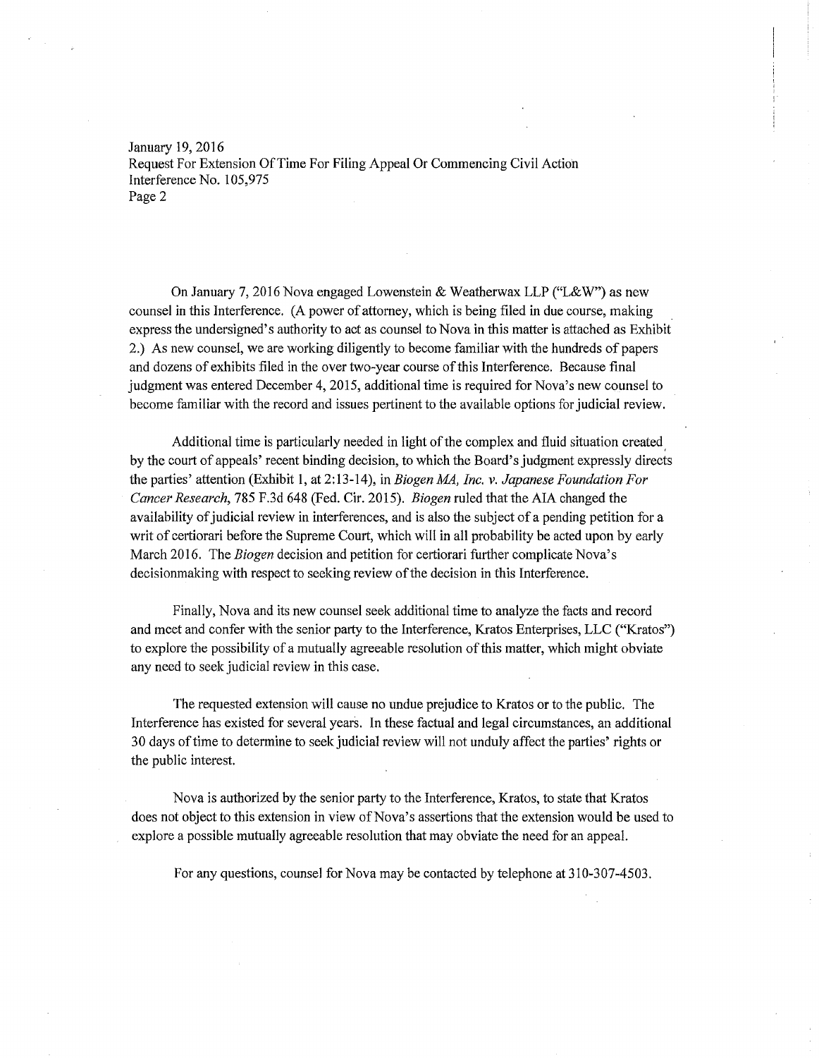On January 7, 2016 Nova engaged Lowenstein & Weatherwax LLP ("L&W") as new counsel in this Interference. (A power of attorney, which is being filed in due course, making express the undersigned's authority to act as counsel to Nova in this matter is attached as Exhibit 2.) As new counsel, we are working diligently to become familiar with the hundreds of papers and dozens of exhibits filed in the over two-year course of this Interference. Because final judgment was entered December 4, 2015, additional time is required for Nova's new counsel to become familiar with the record and issues pertinent to the available options for judicial review.

Additional time is particularly needed in light of the complex and fluid situation created by the court of appeals' recent binding decision, to which the Board's judgment expressly directs the parties' attention (Exhibit 1, at 2:13-14), in *Biogen MA, Inc. v. Japanese Foundation For Cancer Research*, 785 F.3d 648 (Fed. Cir. 2015). *Biogen* ruled that the AIA changed the availability of judicial review in interferences, and is also the subject of a pending petition for a writ of certiorari before the Supreme Court, which will in all probability be acted upon by early March 2016. The *Biogen* decision and petition for certiorari further complicate Nova's decisionmaking with respect to seeking review of the decision in this Interference.

Finally, Nova and its new counsel seek additional time to analyze the facts and record and meet and confer with the senior party to the Interference, Kratos Enterprises, LLC ("Kratos") to explore the possibility of a mutually agreeable resolution of this matter, which might obviate any need to seek judicial review in this case.

The requested extension will cause no undue prejudice to Kratos or to the public. The Interference has existed for several years. In these factual and legal circumstances, an additional 30 days of time to determine to seek judicial review will not unduly affect the parties' rights or the public interest.

Nova is authorized by the senior party to the Interference, Kratos, to state that Kratos does not object to this extension in view of Nova's assertions that the extension would be used to explore a possible mutually agreeable resolution that may obviate the need for an appeal.

For any questions, counsel for Nova may be contacted by telephone at 310-307-4503.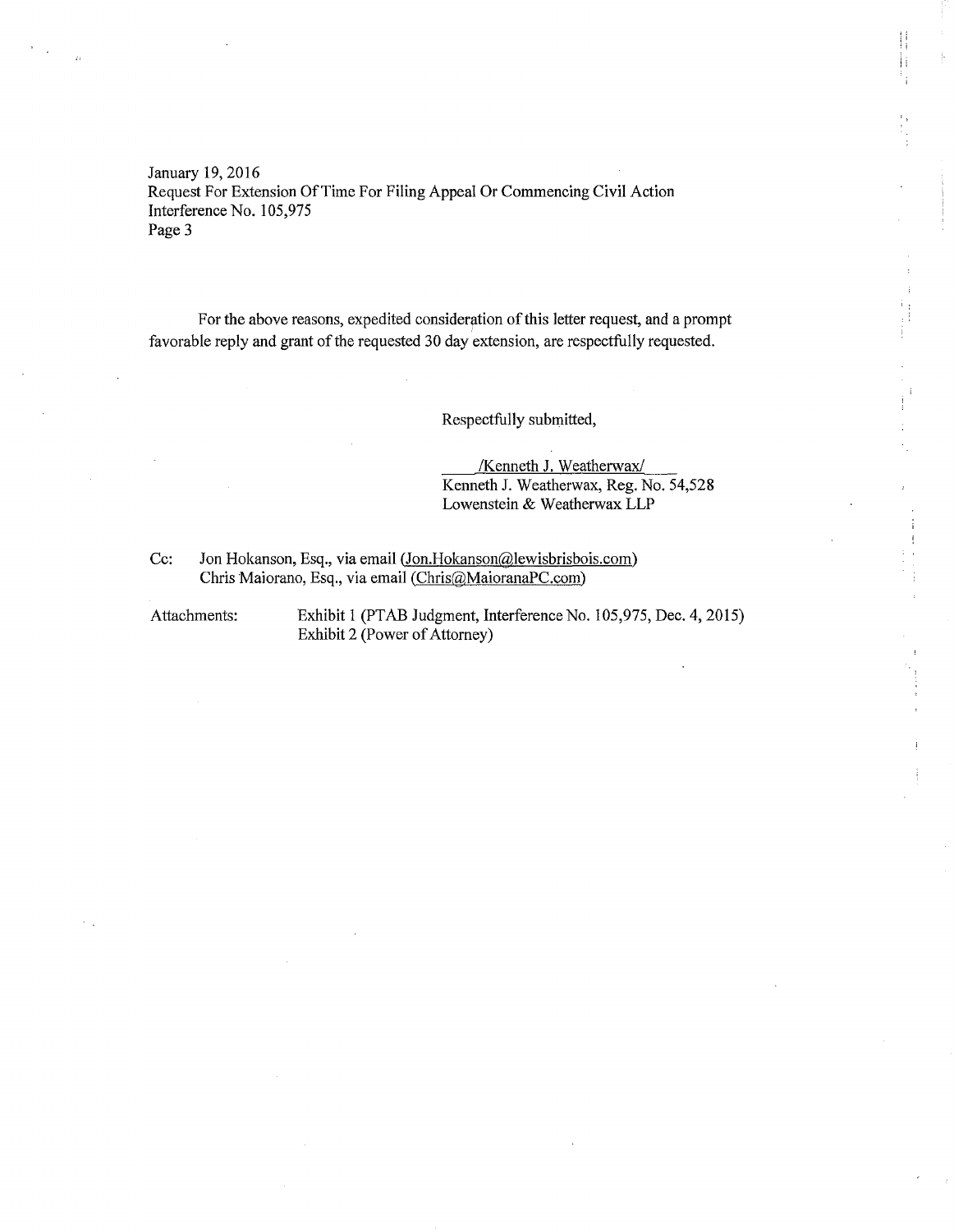January 19, 2016
Request For Extension Of Time For Filing Appeal Or Commencing Civil Action
Interference No. 105,975

For the above reasons, expedited consideration of this letter request, and a prompt favorable reply and grant of the requested 30 day extension, are respectfully requested.

Respectfully submitted,

/Kenneth J. Weatherwax/
Kenneth J. Weatherwax, Reg. No. 54,528
Lowenstein & Weatherwax LLP

Cc: Jon Hokanson, Esq., via email (Jon.Hokanson@lewisbrisbois.com)
Chris Maiorano, Esq., via email (Chris@MaioranaPC.com)

Attachments: Exhibit 1 (PTAB Judgment, Interference No. 105,975, Dec. 4, 2015)
Exhibit 2 (Power of Attorney)